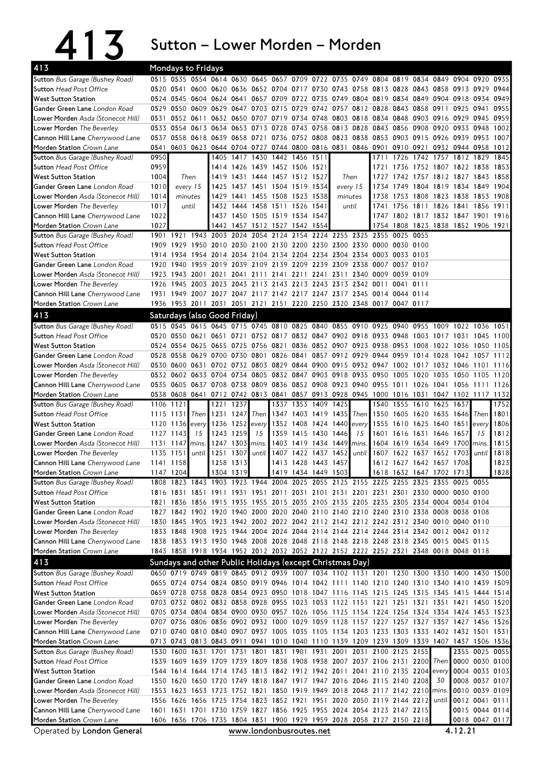# 413 Sutton – Lower Morden – Morden

## Mondays to Fridays

| 413 | | | | | | | | | | | | | | | | | | |
|---|---|---|---|---|---|---|---|---|---|---|---|---|---|---|---|---|---|---|
| **Sutton** *Bus Garage (Bushey Road)* | 0515 | 0535 | 0554 | 0614 | 0630 | 0645 | 0657 | 0709 | 0722 | 0735 | 0749 | 0804 | 0819 | 0834 | 0849 | 0904 | 0920 | 0935 |
| **Sutton** *Head Post Office* | 0520 | 0541 | 0600 | 0620 | 0636 | 0652 | 0704 | 0717 | 0730 | 0743 | 0758 | 0813 | 0828 | 0843 | 0858 | 0913 | 0929 | 0944 |
| **West Sutton Station** | 0524 | 0545 | 0604 | 0624 | 0641 | 0657 | 0709 | 0722 | 0735 | 0749 | 0804 | 0819 | 0834 | 0849 | 0904 | 0918 | 0934 | 0949 |
| **Gander Green Lane** *London Road* | 0529 | 0550 | 0609 | 0629 | 0647 | 0703 | 0715 | 0729 | 0742 | 0757 | 0812 | 0828 | 0843 | 0858 | 0911 | 0925 | 0941 | 0955 |
| **Lower Morden** *Asda (Stonecot Hill)* | 0531 | 0552 | 0611 | 0632 | 0650 | 0707 | 0719 | 0734 | 0748 | 0803 | 0818 | 0834 | 0848 | 0903 | 0916 | 0929 | 0945 | 0959 |
| **Lower Morden** *The Beverley* | 0533 | 0554 | 0613 | 0634 | 0653 | 0713 | 0728 | 0743 | 0758 | 0813 | 0828 | 0843 | 0856 | 0908 | 0920 | 0933 | 0948 | 1002 |
| **Cannon Hill Lane** *Cherrywood Lane* | 0537 | 0558 | 0618 | 0639 | 0658 | 0721 | 0736 | 0752 | 0808 | 0823 | 0838 | 0853 | 0903 | 0915 | 0926 | 0939 | 0953 | 1007 |
| **Morden Station** *Crown Lane* | 0541 | 0603 | 0623 | 0644 | 0704 | 0727 | 0744 | 0800 | 0816 | 0831 | 0846 | 0901 | 0910 | 0921 | 0932 | 0944 | 0958 | 1012 |

| 413 | | | | | | | | | | | | | | | | |
|---|---|---|---|---|---|---|---|---|---|---|---|---|---|---|---|---|
| **Sutton** *Bus Garage (Bushey Road)* | 0950 | Then every 15 minutes until | 1405 | 1417 | 1430 | 1442 | 1456 | 1511 | Then every 15 minutes until | 1711 | 1726 | 1742 | 1757 | 1812 | 1829 | 1845 |
| **Sutton** *Head Post Office* | 0959 | | 1414 | 1426 | 1439 | 1452 | 1506 | 1521 | | 1721 | 1736 | 1752 | 1807 | 1822 | 1838 | 1853 |
| **West Sutton Station** | 1004 | | 1419 | 1431 | 1444 | 1457 | 1512 | 1527 | | 1727 | 1742 | 1757 | 1812 | 1827 | 1843 | 1858 |
| **Gander Green Lane** *London Road* | 1010 | | 1425 | 1437 | 1451 | 1504 | 1519 | 1534 | | 1734 | 1749 | 1804 | 1819 | 1834 | 1849 | 1904 |
| **Lower Morden** *Asda (Stonecot Hill)* | 1014 | | 1429 | 1441 | 1455 | 1508 | 1523 | 1538 | | 1738 | 1753 | 1808 | 1823 | 1838 | 1853 | 1908 |
| **Lower Morden** *The Beverley* | 1017 | | 1432 | 1444 | 1458 | 1511 | 1526 | 1541 | | 1741 | 1756 | 1811 | 1826 | 1841 | 1856 | 1911 |
| **Cannon Hill Lane** *Cherrywood Lane* | 1022 | | 1437 | 1450 | 1505 | 1519 | 1534 | 1547 | | 1747 | 1802 | 1817 | 1832 | 1847 | 1901 | 1916 |
| **Morden Station** *Crown Lane* | 1027 | | 1442 | 1457 | 1512 | 1527 | 1542 | 1554 | | 1754 | 1808 | 1823 | 1838 | 1852 | 1906 | 1921 |

| 413 | | | | | | | | | | | | | | |
|---|---|---|---|---|---|---|---|---|---|---|---|---|---|---|
| **Sutton** *Bus Garage (Bushey Road)* | 1901 | 1921 | 1943 | 2003 | 2024 | 2054 | 2124 | 2154 | 2224 | 2255 | 2325 | 2355 | 0025 | 0055 |
| **Sutton** *Head Post Office* | 1909 | 1929 | 1950 | 2010 | 2030 | 2100 | 2130 | 2200 | 2230 | 2300 | 2330 | 0000 | 0030 | 0100 |
| **West Sutton Station** | 1914 | 1934 | 1954 | 2014 | 2034 | 2104 | 2134 | 2204 | 2234 | 2304 | 2334 | 0003 | 0033 | 0103 |
| **Gander Green Lane** *London Road* | 1920 | 1940 | 1959 | 2019 | 2039 | 2109 | 2139 | 2209 | 2239 | 2309 | 2338 | 0007 | 0037 | 0107 |
| **Lower Morden** *Asda (Stonecot Hill)* | 1923 | 1943 | 2001 | 2021 | 2041 | 2111 | 2141 | 2211 | 2241 | 2311 | 2340 | 0009 | 0039 | 0109 |
| **Lower Morden** *The Beverley* | 1926 | 1945 | 2003 | 2023 | 2043 | 2113 | 2143 | 2213 | 2243 | 2313 | 2342 | 0011 | 0041 | 0111 |
| **Cannon Hill Lane** *Cherrywood Lane* | 1931 | 1949 | 2007 | 2027 | 2047 | 2117 | 2147 | 2217 | 2247 | 2317 | 2345 | 0014 | 0044 | 0114 |
| **Morden Station** *Crown Lane* | 1936 | 1953 | 2011 | 2031 | 2051 | 2121 | 2151 | 2220 | 2250 | 2320 | 2348 | 0017 | 0047 | 0117 |

## Saturdays (also Good Friday)

| 413 | | | | | | | | | | | | | | | | | | |
|---|---|---|---|---|---|---|---|---|---|---|---|---|---|---|---|---|---|---|
| **Sutton** *Bus Garage (Bushey Road)* | 0515 | 0545 | 0615 | 0645 | 0715 | 0745 | 0810 | 0825 | 0840 | 0855 | 0910 | 0925 | 0940 | 0955 | 1009 | 1022 | 1036 | 1051 |
| **Sutton** *Head Post Office* | 0520 | 0550 | 0621 | 0651 | 0721 | 0752 | 0817 | 0832 | 0847 | 0902 | 0918 | 0933 | 0948 | 1003 | 1017 | 1031 | 1045 | 1100 |
| **West Sutton Station** | 0524 | 0554 | 0625 | 0655 | 0725 | 0756 | 0821 | 0836 | 0852 | 0907 | 0923 | 0938 | 0953 | 1008 | 1022 | 1036 | 1050 | 1105 |
| **Gander Green Lane** *London Road* | 0528 | 0558 | 0629 | 0700 | 0730 | 0801 | 0826 | 0841 | 0857 | 0912 | 0929 | 0944 | 0959 | 1014 | 1028 | 1042 | 1057 | 1112 |
| **Lower Morden** *Asda (Stonecot Hill)* | 0530 | 0600 | 0631 | 0702 | 0732 | 0803 | 0829 | 0844 | 0900 | 0915 | 0932 | 0947 | 1002 | 1017 | 1032 | 1046 | 1101 | 1116 |
| **Lower Morden** *The Beverley* | 0532 | 0602 | 0633 | 0704 | 0734 | 0805 | 0832 | 0847 | 0903 | 0918 | 0935 | 0950 | 1005 | 1020 | 1035 | 1050 | 1105 | 1120 |
| **Cannon Hill Lane** *Cherrywood Lane* | 0535 | 0605 | 0637 | 0708 | 0738 | 0809 | 0836 | 0852 | 0908 | 0923 | 0940 | 0955 | 1011 | 1026 | 1041 | 1056 | 1111 | 1126 |
| **Morden Station** *Crown Lane* | 0538 | 0608 | 0641 | 0712 | 0742 | 0813 | 0841 | 0857 | 0913 | 0928 | 0945 | 1000 | 1016 | 1031 | 1047 | 1102 | 1117 | 1132 |

| 413 | | | | | | | | | | | | | | | | | | |
|---|---|---|---|---|---|---|---|---|---|---|---|---|---|---|---|---|---|---|
| **Sutton** *Bus Garage (Bushey Road)* | 1106 | 1121 | Then every 15 mins. until | 1221 | 1237 | Then every 15 mins. until | 1337 | 1353 | 1409 | 1425 | Then every 15 mins. until | 1540 | 1555 | 1610 | 1625 | 1637 | Then every 15 mins. until | 1752 |
| **Sutton** *Head Post Office* | 1115 | 1131 | | 1231 | 1247 | | 1347 | 1403 | 1419 | 1435 | | 1550 | 1605 | 1620 | 1635 | 1646 | | 1801 |
| **West Sutton Station** | 1120 | 1136 | | 1236 | 1252 | | 1352 | 1408 | 1424 | 1440 | | 1555 | 1610 | 1625 | 1640 | 1651 | | 1806 |
| **Gander Green Lane** *London Road* | 1127 | 1143 | | 1243 | 1259 | | 1359 | 1415 | 1430 | 1446 | | 1601 | 1616 | 1631 | 1646 | 1657 | | 1812 |
| **Lower Morden** *Asda (Stonecot Hill)* | 1131 | 1147 | | 1247 | 1303 | | 1403 | 1419 | 1434 | 1449 | | 1604 | 1619 | 1634 | 1649 | 1700 | | 1815 |
| **Lower Morden** *The Beverley* | 1135 | 1151 | | 1251 | 1307 | | 1407 | 1422 | 1437 | 1452 | | 1607 | 1622 | 1637 | 1652 | 1703 | | 1818 |
| **Cannon Hill Lane** *Cherrywood Lane* | 1141 | 1158 | | 1258 | 1313 | | 1413 | 1428 | 1443 | 1457 | | 1612 | 1627 | 1642 | 1657 | 1708 | | 1823 |
| **Morden Station** *Crown Lane* | 1147 | 1204 | | 1304 | 1319 | | 1419 | 1434 | 1449 | 1503 | | 1618 | 1632 | 1647 | 1702 | 1713 | | 1828 |

| 413 | | | | | | | | | | | | | | | | | |
|---|---|---|---|---|---|---|---|---|---|---|---|---|---|---|---|---|---|
| **Sutton** *Bus Garage (Bushey Road)* | 1808 | 1823 | 1843 | 1903 | 1923 | 1944 | 2004 | 2025 | 2055 | 2125 | 2155 | 2225 | 2255 | 2325 | 2355 | 0025 | 0055 |
| **Sutton** *Head Post Office* | 1816 | 1831 | 1851 | 1911 | 1931 | 1951 | 2011 | 2031 | 2101 | 2131 | 2201 | 2231 | 2301 | 2330 | 0000 | 0030 | 0100 |
| **West Sutton Station** | 1821 | 1836 | 1856 | 1915 | 1935 | 1955 | 2015 | 2035 | 2105 | 2135 | 2205 | 2235 | 2305 | 2334 | 0004 | 0034 | 0104 |
| **Gander Green Lane** *London Road* | 1827 | 1842 | 1902 | 1920 | 1940 | 2000 | 2020 | 2040 | 2110 | 2140 | 2210 | 2240 | 2310 | 2338 | 0008 | 0038 | 0108 |
| **Lower Morden** *Asda (Stonecot Hill)* | 1830 | 1845 | 1905 | 1923 | 1942 | 2002 | 2022 | 2042 | 2112 | 2142 | 2212 | 2242 | 2312 | 2340 | 0010 | 0040 | 0110 |
| **Lower Morden** *The Beverley* | 1833 | 1848 | 1908 | 1925 | 1944 | 2004 | 2024 | 2044 | 2114 | 2144 | 2214 | 2244 | 2314 | 2342 | 0012 | 0042 | 0112 |
| **Cannon Hill Lane** *Cherrywood Lane* | 1838 | 1853 | 1913 | 1930 | 1948 | 2008 | 2028 | 2048 | 2118 | 2148 | 2218 | 2248 | 2318 | 2345 | 0015 | 0045 | 0115 |
| **Morden Station** *Crown Lane* | 1843 | 1858 | 1918 | 1934 | 1952 | 2012 | 2032 | 2052 | 2122 | 2152 | 2222 | 2252 | 2321 | 2348 | 0018 | 0048 | 0118 |

## Sundays and other Public Holidays (except Christmas Day)

| 413 | | | | | | | | | | | | | | | | | | |
|---|---|---|---|---|---|---|---|---|---|---|---|---|---|---|---|---|---|---|
| **Sutton** *Bus Garage (Bushey Road)* | 0650 | 0719 | 0749 | 0819 | 0845 | 0912 | 0939 | 1007 | 1034 | 1102 | 1131 | 1201 | 1230 | 1300 | 1330 | 1400 | 1430 | 1500 |
| **Sutton** *Head Post Office* | 0655 | 0724 | 0754 | 0824 | 0850 | 0919 | 0946 | 1014 | 1042 | 1111 | 1140 | 1210 | 1240 | 1310 | 1340 | 1410 | 1439 | 1509 |
| **West Sutton Station** | 0659 | 0728 | 0758 | 0828 | 0854 | 0923 | 0950 | 1018 | 1047 | 1116 | 1145 | 1215 | 1245 | 1315 | 1345 | 1415 | 1444 | 1514 |
| **Gander Green Lane** *London Road* | 0703 | 0732 | 0802 | 0832 | 0858 | 0928 | 0955 | 1023 | 1053 | 1122 | 1151 | 1221 | 1251 | 1321 | 1351 | 1421 | 1450 | 1520 |
| **Lower Morden** *Asda (Stonecot Hill)* | 0705 | 0734 | 0804 | 0834 | 0900 | 0930 | 0957 | 1026 | 1056 | 1125 | 1154 | 1224 | 1254 | 1324 | 1354 | 1424 | 1453 | 1523 |
| **Lower Morden** *The Beverley* | 0707 | 0736 | 0806 | 0836 | 0902 | 0932 | 1000 | 1029 | 1059 | 1128 | 1157 | 1227 | 1257 | 1327 | 1357 | 1427 | 1456 | 1526 |
| **Cannon Hill Lane** *Cherrywood Lane* | 0710 | 0740 | 0810 | 0840 | 0907 | 0937 | 1005 | 1035 | 1105 | 1134 | 1203 | 1233 | 1303 | 1333 | 1402 | 1432 | 1501 | 1531 |
| **Morden Station** *Crown Lane* | 0713 | 0743 | 0813 | 0843 | 0911 | 0941 | 1010 | 1040 | 1110 | 1139 | 1209 | 1239 | 1309 | 1339 | 1407 | 1437 | 1506 | 1536 |

| 413 | | | | | | | | | | | | | | | | | | |
|---|---|---|---|---|---|---|---|---|---|---|---|---|---|---|---|---|---|---|
| **Sutton** *Bus Garage (Bushey Road)* | 1530 | 1600 | 1631 | 1701 | 1731 | 1801 | 1831 | 1901 | 1931 | 2001 | 2031 | 2101 | 2125 | 2155 | Then every 30 mins. until | 2355 | 0025 | 0055 |
| **Sutton** *Head Post Office* | 1539 | 1609 | 1639 | 1709 | 1739 | 1809 | 1838 | 1908 | 1938 | 2007 | 2037 | 2106 | 2131 | 2200 | | 0000 | 0030 | 0100 |
| **West Sutton Station** | 1544 | 1614 | 1644 | 1714 | 1743 | 1813 | 1842 | 1912 | 1942 | 2011 | 2041 | 2110 | 2135 | 2204 | | 0004 | 0033 | 0103 |
| **Gander Green Lane** *London Road* | 1550 | 1620 | 1650 | 1720 | 1749 | 1818 | 1847 | 1917 | 1947 | 2016 | 2046 | 2115 | 2140 | 2208 | | 0008 | 0037 | 0107 |
| **Lower Morden** *Asda (Stonecot Hill)* | 1553 | 1623 | 1653 | 1723 | 1752 | 1821 | 1850 | 1919 | 1949 | 2018 | 2048 | 2117 | 2142 | 2210 | | 0010 | 0039 | 0109 |
| **Lower Morden** *The Beverley* | 1556 | 1626 | 1656 | 1725 | 1754 | 1823 | 1852 | 1921 | 1951 | 2020 | 2050 | 2119 | 2144 | 2212 | | 0012 | 0041 | 0111 |
| **Cannon Hill Lane** *Cherrywood Lane* | 1601 | 1631 | 1701 | 1730 | 1759 | 1827 | 1856 | 1925 | 1955 | 2024 | 2054 | 2123 | 2147 | 2215 | | 0015 | 0044 | 0114 |
| **Morden Station** *Crown Lane* | 1606 | 1636 | 1706 | 1735 | 1804 | 1831 | 1900 | 1929 | 1959 | 2028 | 2058 | 2127 | 2150 | 2218 | | 0018 | 0047 | 0117 |

Operated by **London General** — www.londonbusroutes.net — 4.12.21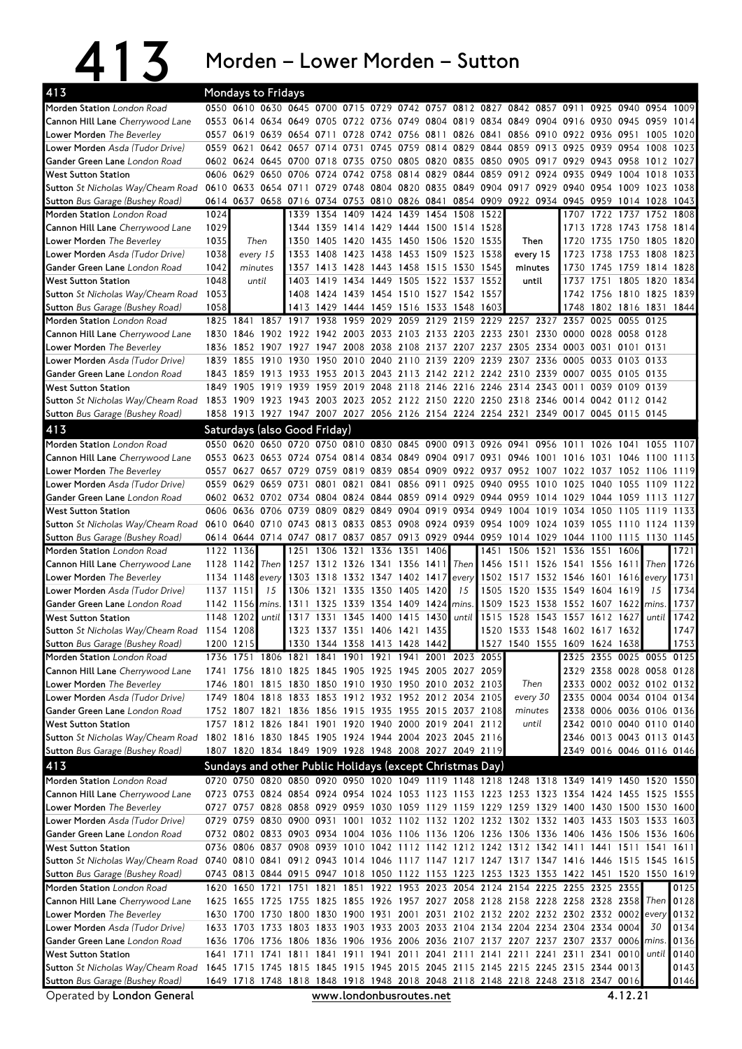# 413 Morden – Lower Morden – Sutton

## Mondays to Fridays

| 413 | | | | | | | | | | | | | | | | | | |
|---|---|---|---|---|---|---|---|---|---|---|---|---|---|---|---|---|---|---|
| **Morden Station** *London Road* | 0550 | 0610 | 0630 | 0645 | 0700 | 0715 | 0729 | 0742 | 0757 | 0812 | 0827 | 0842 | 0857 | 0911 | 0925 | 0940 | 0954 | 1009 |
| **Cannon Hill Lane** *Cherrywood Lane* | 0553 | 0614 | 0634 | 0649 | 0705 | 0722 | 0736 | 0749 | 0804 | 0819 | 0834 | 0849 | 0904 | 0916 | 0930 | 0945 | 0959 | 1014 |
| **Lower Morden** *The Beverley* | 0557 | 0619 | 0639 | 0654 | 0711 | 0728 | 0742 | 0756 | 0811 | 0826 | 0841 | 0856 | 0910 | 0922 | 0936 | 0951 | 1005 | 1020 |
| **Lower Morden** *Asda (Tudor Drive)* | 0559 | 0621 | 0642 | 0657 | 0714 | 0731 | 0745 | 0759 | 0814 | 0829 | 0844 | 0859 | 0913 | 0925 | 0939 | 0954 | 1008 | 1023 |
| **Gander Green Lane** *London Road* | 0602 | 0624 | 0645 | 0700 | 0718 | 0735 | 0750 | 0805 | 0820 | 0835 | 0850 | 0905 | 0917 | 0929 | 0943 | 0958 | 1012 | 1027 |
| **West Sutton Station** | 0606 | 0629 | 0650 | 0706 | 0724 | 0742 | 0758 | 0814 | 0829 | 0844 | 0859 | 0912 | 0924 | 0935 | 0949 | 1004 | 1018 | 1033 |
| **Sutton** *St Nicholas Way/Cheam Road* | 0610 | 0633 | 0654 | 0711 | 0729 | 0748 | 0804 | 0820 | 0835 | 0849 | 0904 | 0917 | 0929 | 0940 | 0954 | 1009 | 1023 | 1038 |
| **Sutton** *Bus Garage (Bushey Road)* | 0614 | 0637 | 0658 | 0716 | 0734 | 0753 | 0810 | 0826 | 0841 | 0854 | 0909 | 0922 | 0934 | 0945 | 0959 | 1014 | 1028 | 1043 |

| | | | | | | | | | | | | | | | |
|---|---|---|---|---|---|---|---|---|---|---|---|---|---|---|---|
| **Morden Station** *London Road* | 1024 | *Then every 15 minutes until* | 1339 | 1354 | 1409 | 1424 | 1439 | 1454 | 1508 | 1522 | *Then every 15 minutes until* | 1707 | 1722 | 1737 | 1752 | 1808 |
| **Cannon Hill Lane** *Cherrywood Lane* | 1029 | | 1344 | 1359 | 1414 | 1429 | 1444 | 1500 | 1514 | 1528 | | 1713 | 1728 | 1743 | 1758 | 1814 |
| **Lower Morden** *The Beverley* | 1035 | | 1350 | 1405 | 1420 | 1435 | 1450 | 1506 | 1520 | 1535 | | 1720 | 1735 | 1750 | 1805 | 1820 |
| **Lower Morden** *Asda (Tudor Drive)* | 1038 | | 1353 | 1408 | 1423 | 1438 | 1453 | 1509 | 1523 | 1538 | | 1723 | 1738 | 1753 | 1808 | 1823 |
| **Gander Green Lane** *London Road* | 1042 | | 1357 | 1413 | 1428 | 1443 | 1458 | 1515 | 1530 | 1545 | | 1730 | 1745 | 1759 | 1814 | 1828 |
| **West Sutton Station** | 1048 | | 1403 | 1419 | 1434 | 1449 | 1505 | 1522 | 1537 | 1552 | | 1737 | 1751 | 1805 | 1820 | 1834 |
| **Sutton** *St Nicholas Way/Cheam Road* | 1053 | | 1408 | 1424 | 1439 | 1454 | 1510 | 1527 | 1542 | 1557 | | 1742 | 1756 | 1810 | 1825 | 1839 |
| **Sutton** *Bus Garage (Bushey Road)* | 1058 | | 1413 | 1429 | 1444 | 1459 | 1516 | 1533 | 1548 | 1603 | | 1748 | 1802 | 1816 | 1831 | 1844 |

| | | | | | | | | | | | | | | | | | |
|---|---|---|---|---|---|---|---|---|---|---|---|---|---|---|---|---|---|
| **Morden Station** *London Road* | 1825 | 1841 | 1857 | 1917 | 1938 | 1959 | 2029 | 2059 | 2129 | 2159 | 2229 | 2257 | 2327 | 2357 | 0025 | 0055 | 0125 |
| **Cannon Hill Lane** *Cherrywood Lane* | 1830 | 1846 | 1902 | 1922 | 1942 | 2003 | 2033 | 2103 | 2133 | 2203 | 2233 | 2301 | 2330 | 0000 | 0028 | 0058 | 0128 |
| **Lower Morden** *The Beverley* | 1836 | 1852 | 1907 | 1927 | 1947 | 2008 | 2038 | 2108 | 2137 | 2207 | 2237 | 2305 | 2334 | 0003 | 0031 | 0101 | 0131 |
| **Lower Morden** *Asda (Tudor Drive)* | 1839 | 1855 | 1910 | 1930 | 1950 | 2010 | 2040 | 2110 | 2139 | 2209 | 2239 | 2307 | 2336 | 0005 | 0033 | 0103 | 0133 |
| **Gander Green Lane** *London Road* | 1843 | 1859 | 1913 | 1933 | 1953 | 2013 | 2043 | 2113 | 2142 | 2212 | 2242 | 2310 | 2339 | 0007 | 0035 | 0105 | 0135 |
| **West Sutton Station** | 1849 | 1905 | 1919 | 1939 | 1959 | 2019 | 2048 | 2118 | 2146 | 2216 | 2246 | 2314 | 2343 | 0011 | 0039 | 0109 | 0139 |
| **Sutton** *St Nicholas Way/Cheam Road* | 1853 | 1909 | 1923 | 1943 | 2003 | 2023 | 2052 | 2122 | 2150 | 2220 | 2250 | 2318 | 2346 | 0014 | 0042 | 0112 | 0142 |
| **Sutton** *Bus Garage (Bushey Road)* | 1858 | 1913 | 1927 | 1947 | 2007 | 2027 | 2056 | 2126 | 2154 | 2224 | 2254 | 2321 | 2349 | 0017 | 0045 | 0115 | 0145 |

## Saturdays (also Good Friday)

| 413 | | | | | | | | | | | | | | | | | | |
|---|---|---|---|---|---|---|---|---|---|---|---|---|---|---|---|---|---|---|
| **Morden Station** *London Road* | 0550 | 0620 | 0650 | 0720 | 0750 | 0810 | 0830 | 0845 | 0900 | 0913 | 0926 | 0941 | 0956 | 1011 | 1026 | 1041 | 1055 | 1107 |
| **Cannon Hill Lane** *Cherrywood Lane* | 0553 | 0623 | 0653 | 0724 | 0754 | 0814 | 0834 | 0849 | 0904 | 0917 | 0931 | 0946 | 1001 | 1016 | 1031 | 1046 | 1100 | 1113 |
| **Lower Morden** *The Beverley* | 0557 | 0627 | 0657 | 0729 | 0759 | 0819 | 0839 | 0854 | 0909 | 0922 | 0937 | 0952 | 1007 | 1022 | 1037 | 1052 | 1106 | 1119 |
| **Lower Morden** *Asda (Tudor Drive)* | 0559 | 0629 | 0659 | 0731 | 0801 | 0821 | 0841 | 0856 | 0911 | 0925 | 0940 | 0955 | 1010 | 1025 | 1040 | 1055 | 1109 | 1122 |
| **Gander Green Lane** *London Road* | 0602 | 0632 | 0702 | 0734 | 0804 | 0824 | 0844 | 0859 | 0914 | 0929 | 0944 | 0959 | 1014 | 1029 | 1044 | 1059 | 1113 | 1127 |
| **West Sutton Station** | 0606 | 0636 | 0706 | 0739 | 0809 | 0829 | 0849 | 0904 | 0919 | 0934 | 0949 | 1004 | 1019 | 1034 | 1050 | 1105 | 1119 | 1133 |
| **Sutton** *St Nicholas Way/Cheam Road* | 0610 | 0640 | 0710 | 0743 | 0813 | 0833 | 0853 | 0908 | 0924 | 0939 | 0954 | 1009 | 1024 | 1039 | 1055 | 1110 | 1124 | 1139 |
| **Sutton** *Bus Garage (Bushey Road)* | 0614 | 0644 | 0714 | 0747 | 0817 | 0837 | 0857 | 0913 | 0929 | 0944 | 0959 | 1014 | 1029 | 1044 | 1100 | 1115 | 1130 | 1145 |

| | | | | | | | | | | | | | | | | | |
|---|---|---|---|---|---|---|---|---|---|---|---|---|---|---|---|---|---|
| **Morden Station** *London Road* | 1122 | 1136 | *Then every 15 mins. until* | 1251 | 1306 | 1321 | 1336 | 1351 | 1406 | *Then every 15 mins. until* | 1451 | 1506 | 1521 | 1536 | 1551 | 1606 | *Then every 15 mins. until* | 1721 |
| **Cannon Hill Lane** *Cherrywood Lane* | 1128 | 1142 | | 1257 | 1312 | 1326 | 1341 | 1356 | 1411 | | 1456 | 1511 | 1526 | 1541 | 1556 | 1611 | | 1726 |
| **Lower Morden** *The Beverley* | 1134 | 1148 | | 1303 | 1318 | 1332 | 1347 | 1402 | 1417 | | 1502 | 1517 | 1532 | 1546 | 1601 | 1616 | | 1731 |
| **Lower Morden** *Asda (Tudor Drive)* | 1137 | 1151 | | 1306 | 1321 | 1335 | 1350 | 1405 | 1420 | | 1505 | 1520 | 1535 | 1549 | 1604 | 1619 | | 1734 |
| **Gander Green Lane** *London Road* | 1142 | 1156 | | 1311 | 1325 | 1339 | 1354 | 1409 | 1424 | | 1509 | 1523 | 1538 | 1552 | 1607 | 1622 | | 1737 |
| **West Sutton Station** | 1148 | 1202 | | 1317 | 1331 | 1345 | 1400 | 1415 | 1430 | | 1515 | 1528 | 1543 | 1557 | 1612 | 1627 | | 1742 |
| **Sutton** *St Nicholas Way/Cheam Road* | 1154 | 1208 | | 1323 | 1337 | 1351 | 1406 | 1421 | 1435 | | 1520 | 1533 | 1548 | 1602 | 1617 | 1632 | | 1747 |
| **Sutton** *Bus Garage (Bushey Road)* | 1200 | 1215 | | 1330 | 1344 | 1358 | 1413 | 1428 | 1442 | | 1527 | 1540 | 1555 | 1609 | 1624 | 1638 | | 1753 |

| | | | | | | | | | | | | | | | | |
|---|---|---|---|---|---|---|---|---|---|---|---|---|---|---|---|---|
| **Morden Station** *London Road* | 1736 | 1751 | 1806 | 1821 | 1841 | 1901 | 1921 | 1941 | 2001 | 2023 | 2055 | *Then every 30 minutes until* | 2325 | 2355 | 0025 | 0055 | 0125 |
| **Cannon Hill Lane** *Cherrywood Lane* | 1741 | 1756 | 1810 | 1825 | 1845 | 1905 | 1925 | 1945 | 2005 | 2027 | 2059 | | 2329 | 2358 | 0028 | 0058 | 0128 |
| **Lower Morden** *The Beverley* | 1746 | 1801 | 1815 | 1830 | 1850 | 1910 | 1930 | 1950 | 2010 | 2032 | 2103 | | 2333 | 0002 | 0032 | 0102 | 0132 |
| **Lower Morden** *Asda (Tudor Drive)* | 1749 | 1804 | 1818 | 1833 | 1853 | 1912 | 1932 | 1952 | 2012 | 2034 | 2105 | | 2335 | 0004 | 0034 | 0104 | 0134 |
| **Gander Green Lane** *London Road* | 1752 | 1807 | 1821 | 1836 | 1856 | 1915 | 1935 | 1955 | 2015 | 2037 | 2108 | | 2338 | 0006 | 0036 | 0106 | 0136 |
| **West Sutton Station** | 1757 | 1812 | 1826 | 1841 | 1901 | 1920 | 1940 | 2000 | 2019 | 2041 | 2112 | | 2342 | 0010 | 0040 | 0110 | 0140 |
| **Sutton** *St Nicholas Way/Cheam Road* | 1802 | 1816 | 1830 | 1845 | 1905 | 1924 | 1944 | 2004 | 2023 | 2045 | 2116 | | 2346 | 0013 | 0043 | 0113 | 0143 |
| **Sutton** *Bus Garage (Bushey Road)* | 1807 | 1820 | 1834 | 1849 | 1909 | 1928 | 1948 | 2008 | 2027 | 2049 | 2119 | | 2349 | 0016 | 0046 | 0116 | 0146 |

## Sundays and other Public Holidays (except Christmas Day)

| 413 | | | | | | | | | | | | | | | | | | |
|---|---|---|---|---|---|---|---|---|---|---|---|---|---|---|---|---|---|---|
| **Morden Station** *London Road* | 0720 | 0750 | 0820 | 0850 | 0920 | 0950 | 1020 | 1049 | 1119 | 1148 | 1218 | 1248 | 1318 | 1349 | 1419 | 1450 | 1520 | 1550 |
| **Cannon Hill Lane** *Cherrywood Lane* | 0723 | 0753 | 0824 | 0854 | 0924 | 0954 | 1024 | 1053 | 1123 | 1153 | 1223 | 1253 | 1323 | 1354 | 1424 | 1455 | 1525 | 1555 |
| **Lower Morden** *The Beverley* | 0727 | 0757 | 0828 | 0858 | 0929 | 0959 | 1030 | 1059 | 1129 | 1159 | 1229 | 1259 | 1329 | 1400 | 1430 | 1500 | 1530 | 1600 |
| **Lower Morden** *Asda (Tudor Drive)* | 0729 | 0759 | 0830 | 0900 | 0931 | 1001 | 1032 | 1102 | 1132 | 1202 | 1232 | 1302 | 1332 | 1403 | 1433 | 1503 | 1533 | 1603 |
| **Gander Green Lane** *London Road* | 0732 | 0802 | 0833 | 0903 | 0934 | 1004 | 1036 | 1106 | 1136 | 1206 | 1236 | 1306 | 1336 | 1406 | 1436 | 1506 | 1536 | 1606 |
| **West Sutton Station** | 0736 | 0806 | 0837 | 0908 | 0939 | 1010 | 1042 | 1112 | 1142 | 1212 | 1242 | 1312 | 1342 | 1411 | 1441 | 1511 | 1541 | 1611 |
| **Sutton** *St Nicholas Way/Cheam Road* | 0740 | 0810 | 0841 | 0912 | 0943 | 1014 | 1046 | 1117 | 1147 | 1217 | 1247 | 1317 | 1347 | 1416 | 1446 | 1515 | 1545 | 1615 |
| **Sutton** *Bus Garage (Bushey Road)* | 0743 | 0813 | 0844 | 0915 | 0947 | 1018 | 1050 | 1122 | 1153 | 1223 | 1253 | 1323 | 1353 | 1422 | 1451 | 1520 | 1550 | 1619 |

| | | | | | | | | | | | | | | | | | | |
|---|---|---|---|---|---|---|---|---|---|---|---|---|---|---|---|---|---|---|
| **Morden Station** *London Road* | 1620 | 1650 | 1721 | 1751 | 1821 | 1851 | 1922 | 1953 | 2023 | 2054 | 2124 | 2154 | 2225 | 2255 | 2325 | 2355 | *Then every 30 mins. until* | 0125 |
| **Cannon Hill Lane** *Cherrywood Lane* | 1625 | 1655 | 1725 | 1755 | 1825 | 1855 | 1926 | 1957 | 2027 | 2058 | 2128 | 2158 | 2228 | 2258 | 2328 | 2358 | | 0128 |
| **Lower Morden** *The Beverley* | 1630 | 1700 | 1730 | 1800 | 1830 | 1900 | 1931 | 2001 | 2031 | 2102 | 2132 | 2202 | 2232 | 2302 | 2332 | 0002 | | 0132 |
| **Lower Morden** *Asda (Tudor Drive)* | 1633 | 1703 | 1733 | 1803 | 1833 | 1903 | 1933 | 2003 | 2033 | 2104 | 2134 | 2204 | 2234 | 2304 | 2334 | 0004 | | 0134 |
| **Gander Green Lane** *London Road* | 1636 | 1706 | 1736 | 1806 | 1836 | 1906 | 1936 | 2006 | 2036 | 2107 | 2137 | 2207 | 2237 | 2307 | 2337 | 0006 | | 0136 |
| **West Sutton Station** | 1641 | 1711 | 1741 | 1811 | 1841 | 1911 | 1941 | 2011 | 2041 | 2111 | 2141 | 2211 | 2241 | 2311 | 2341 | 0010 | | 0140 |
| **Sutton** *St Nicholas Way/Cheam Road* | 1645 | 1715 | 1745 | 1815 | 1845 | 1915 | 1945 | 2015 | 2045 | 2115 | 2145 | 2215 | 2245 | 2315 | 2344 | 0013 | | 0143 |
| **Sutton** *Bus Garage (Bushey Road)* | 1649 | 1718 | 1748 | 1818 | 1848 | 1918 | 1948 | 2018 | 2048 | 2118 | 2148 | 2218 | 2248 | 2318 | 2347 | 0016 | | 0146 |

Operated by **London General** — www.londonbusroutes.net — 4.12.21